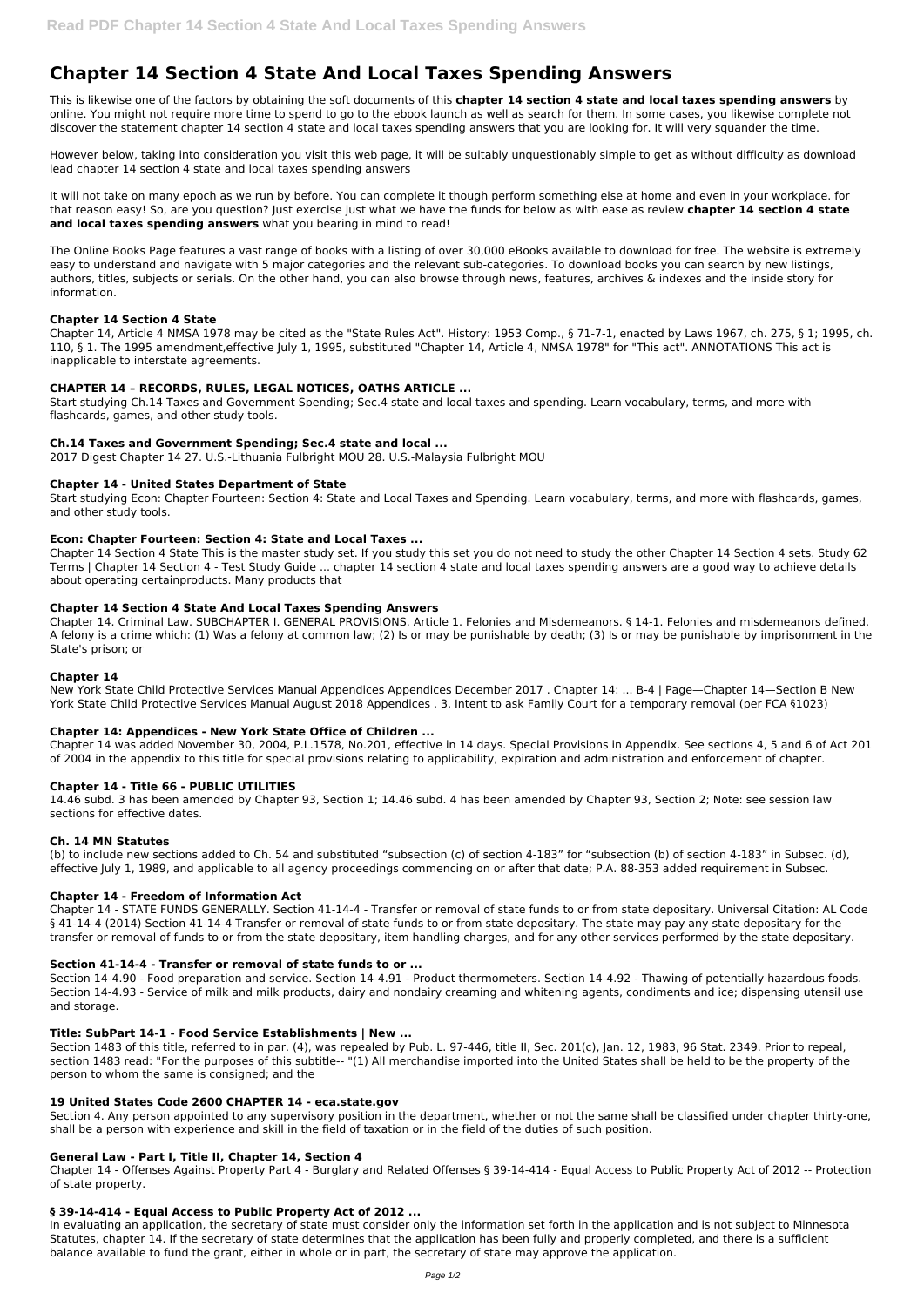# Chapter 14 Section 4 State And Local Taxes Spending Answers

This is likewise one of the factors by obtaining the soft documents of this **chapter 14 section 4 state and local taxes spending answers** by online. You might not require more time to spend to go to the ebook launch as well as search for them. In some cases, you likewise complete not discover the statement chapter 14 section 4 state and local taxes spending answers that you are looking for. It will very squander the time.

However below, taking into consideration you visit this web page, it will be suitably unquestionably simple to get as without difficulty as download lead chapter 14 section 4 state and local taxes spending answers

It will not take on many epoch as we run by before. You can complete it though perform something else at home and even in your workplace. for that reason easy! So, are you question? Just exercise just what we have the funds for below as with ease as review **chapter 14 section 4 state and local taxes spending answers** what you bearing in mind to read!

The Online Books Page features a vast range of books with a listing of over 30,000 eBooks available to download for free. The website is extremely easy to understand and navigate with 5 major categories and the relevant sub-categories. To download books you can search by new listings, authors, titles, subjects or serials. On the other hand, you can also browse through news, features, archives & indexes and the inside story for information.

### Chapter 14 Section 4 State

Chapter 14, Article 4 NMSA 1978 may be cited as the "State Rules Act". History: 1953 Comp., § 71-7-1, enacted by Laws 1967, ch. 275, § 1; 1995, ch. 110, § 1. The 1995 amendment,effective July 1, 1995, substituted "Chapter 14, Article 4, NMSA 1978" for "This act". ANNOTATIONS This act is inapplicable to interstate agreements.

### CHAPTER 14 – RECORDS, RULES, LEGAL NOTICES, OATHS ARTICLE ...

Start studying Ch.14 Taxes and Government Spending; Sec.4 state and local taxes and spending. Learn vocabulary, terms, and more with flashcards, games, and other study tools.

### Ch.14 Taxes and Government Spending; Sec.4 state and local ...

2017 Digest Chapter 14 27. U.S.-Lithuania Fulbright MOU 28. U.S.-Malaysia Fulbright MOU

### Chapter 14 - United States Department of State

Start studying Econ: Chapter Fourteen: Section 4: State and Local Taxes and Spending. Learn vocabulary, terms, and more with flashcards, games, and other study tools.

### Econ: Chapter Fourteen: Section 4: State and Local Taxes ...

Chapter 14 Section 4 State This is the master study set. If you study this set you do not need to study the other Chapter 14 Section 4 sets. Study 62 Terms | Chapter 14 Section 4 - Test Study Guide ... chapter 14 section 4 state and local taxes spending answers are a good way to achieve details about operating certainproducts. Many products that

### Chapter 14 Section 4 State And Local Taxes Spending Answers

Chapter 14. Criminal Law. SUBCHAPTER I. GENERAL PROVISIONS. Article 1. Felonies and Misdemeanors. § 14-1. Felonies and misdemeanors defined. A felony is a crime which: (1) Was a felony at common law; (2) Is or may be punishable by death; (3) Is or may be punishable by imprisonment in the State's prison; or

### Chapter 14

New York State Child Protective Services Manual Appendices Appendices December 2017 . Chapter 14: ... B-4 | Page—Chapter 14—Section B New York State Child Protective Services Manual August 2018 Appendices . 3. Intent to ask Family Court for a temporary removal (per FCA §1023)

### Chapter 14: Appendices - New York State Office of Children ...

Chapter 14 was added November 30, 2004, P.L.1578, No.201, effective in 14 days. Special Provisions in Appendix. See sections 4, 5 and 6 of Act 201 of 2004 in the appendix to this title for special provisions relating to applicability, expiration and administration and enforcement of chapter.

### Chapter 14 - Title 66 - PUBLIC UTILITIES

14.46 subd. 3 has been amended by Chapter 93, Section 1; 14.46 subd. 4 has been amended by Chapter 93, Section 2; Note: see session law sections for effective dates.

### Ch. 14 MN Statutes

(b) to include new sections added to Ch. 54 and substituted "subsection (c) of section 4-183" for "subsection (b) of section 4-183" in Subsec. (d), effective July 1, 1989, and applicable to all agency proceedings commencing on or after that date; P.A. 88-353 added requirement in Subsec.

### Chapter 14 - Freedom of Information Act

Chapter 14 - STATE FUNDS GENERALLY. Section 41-14-4 - Transfer or removal of state funds to or from state depositary. Universal Citation: AL Code § 41-14-4 (2014) Section 41-14-4 Transfer or removal of state funds to or from state depositary. The state may pay any state depositary for the transfer or removal of funds to or from the state depositary, item handling charges, and for any other services performed by the state depositary.

### Section 41-14-4 - Transfer or removal of state funds to or ...

Section 14-4.90 - Food preparation and service. Section 14-4.91 - Product thermometers. Section 14-4.92 - Thawing of potentially hazardous foods. Section 14-4.93 - Service of milk and milk products, dairy and nondairy creaming and whitening agents, condiments and ice; dispensing utensil use and storage.

### Title: SubPart 14-1 - Food Service Establishments | New ...

Section 1483 of this title, referred to in par. (4), was repealed by Pub. L. 97-446, title II, Sec. 201(c), Jan. 12, 1983, 96 Stat. 2349. Prior to repeal, section 1483 read: "For the purposes of this subtitle-- "(1) All merchandise imported into the United States shall be held to be the property of the person to whom the same is consigned; and the

### 19 United States Code 2600 CHAPTER 14 - eca.state.gov

Section 4. Any person appointed to any supervisory position in the department, whether or not the same shall be classified under chapter thirty-one, shall be a person with experience and skill in the field of taxation or in the field of the duties of such position.

### General Law - Part I, Title II, Chapter 14, Section 4

Chapter 14 - Offenses Against Property Part 4 - Burglary and Related Offenses § 39-14-414 - Equal Access to Public Property Act of 2012 -- Protection of state property.

### § 39-14-414 - Equal Access to Public Property Act of 2012 ...

In evaluating an application, the secretary of state must consider only the information set forth in the application and is not subject to Minnesota Statutes, chapter 14. If the secretary of state determines that the application has been fully and properly completed, and there is a sufficient balance available to fund the grant, either in whole or in part, the secretary of state may approve the application.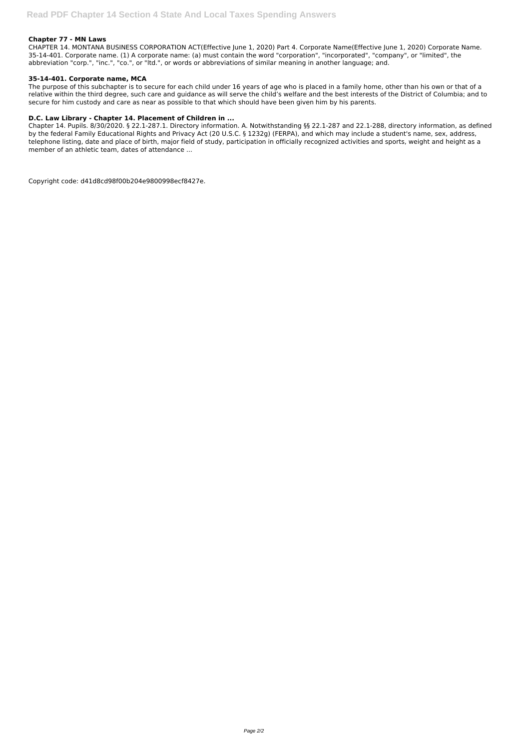### Chapter 77 - MN Laws

CHAPTER 14. MONTANA BUSINESS CORPORATION ACT(Effective June 1, 2020) Part 4. Corporate Name(Effective June 1, 2020) Corporate Name. 35-14-401. Corporate name. (1) A corporate name: (a) must contain the word "corporation", "incorporated", "company", or "limited", the abbreviation "corp.", "inc.", "co.", or "ltd.", or words or abbreviations of similar meaning in another language; and.

### 35-14-401. Corporate name, MCA

The purpose of this subchapter is to secure for each child under 16 years of age who is placed in a family home, other than his own or that of a relative within the third degree, such care and guidance as will serve the child's welfare and the best interests of the District of Columbia; and to secure for him custody and care as near as possible to that which should have been given him by his parents.

### D.C. Law Library - Chapter 14. Placement of Children in ...

Chapter 14. Pupils. 8/30/2020. § 22.1-287.1. Directory information. A. Notwithstanding §§ 22.1-287 and 22.1-288, directory information, as defined by the federal Family Educational Rights and Privacy Act (20 U.S.C. § 1232g) (FERPA), and which may include a student's name, sex, address, telephone listing, date and place of birth, major field of study, participation in officially recognized activities and sports, weight and height as a member of an athletic team, dates of attendance ...

Copyright code: d41d8cd98f00b204e9800998ecf8427e.